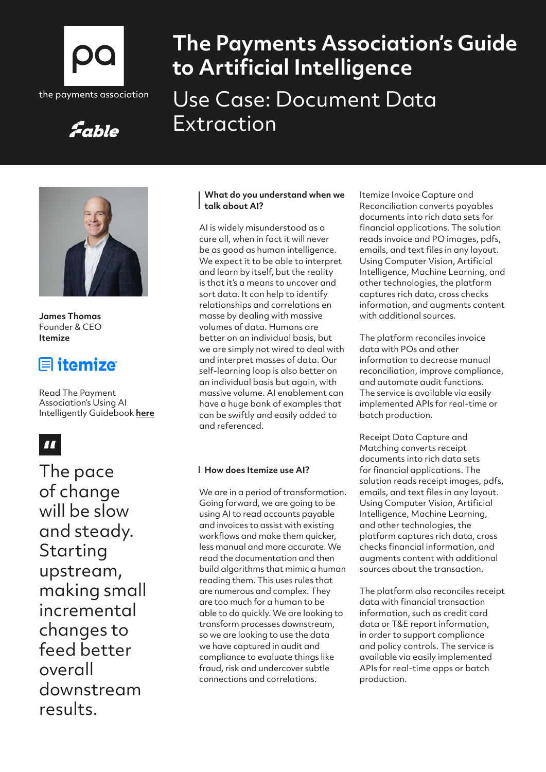# The Payments Association's Guide to Artificial Intelligence

## Use Case: Document Data Extraction

**James Thomas**
Founder & CEO
**Itemize**

Read The Payment Association's Using AI Intelligently Guidebook **here**

> The pace of change will be slow and steady. Starting upstream, making small incremental changes to feed better overall downstream results.

### What do you understand when we talk about AI?

AI is widely misunderstood as a cure all, when in fact it will never be as good as human intelligence. We expect it to be able to interpret and learn by itself, but the reality is that it's a means to uncover and sort data. It can help to identify relationships and correlations en masse by dealing with massive volumes of data. Humans are better on an individual basis, but we are simply not wired to deal with and interpret masses of data. Our self-learning loop is also better on an individual basis but again, with massive volume. AI enablement can have a huge bank of examples that can be swiftly and easily added to and referenced.

### How does Itemize use AI?

We are in a period of transformation. Going forward, we are going to be using AI to read accounts payable and invoices to assist with existing workflows and make them quicker, less manual and more accurate. We read the documentation and then build algorithms that mimic a human reading them. This uses rules that are numerous and complex. They are too much for a human to be able to do quickly. We are looking to transform processes downstream, so we are looking to use the data we have captured in audit and compliance to evaluate things like fraud, risk and undercover subtle connections and correlations.

Itemize Invoice Capture and Reconciliation converts payables documents into rich data sets for financial applications. The solution reads invoice and PO images, pdfs, emails, and text files in any layout. Using Computer Vision, Artificial Intelligence, Machine Learning, and other technologies, the platform captures rich data, cross checks information, and augments content with additional sources.

The platform reconciles invoice data with POs and other information to decrease manual reconciliation, improve compliance, and automate audit functions. The service is available via easily implemented APIs for real-time or batch production.

Receipt Data Capture and Matching converts receipt documents into rich data sets for financial applications. The solution reads receipt images, pdfs, emails, and text files in any layout. Using Computer Vision, Artificial Intelligence, Machine Learning, and other technologies, the platform captures rich data, cross checks financial information, and augments content with additional sources about the transaction.

The platform also reconciles receipt data with financial transaction information, such as credit card data or T&E report information, in order to support compliance and policy controls. The service is available via easily implemented APIs for real-time apps or batch production.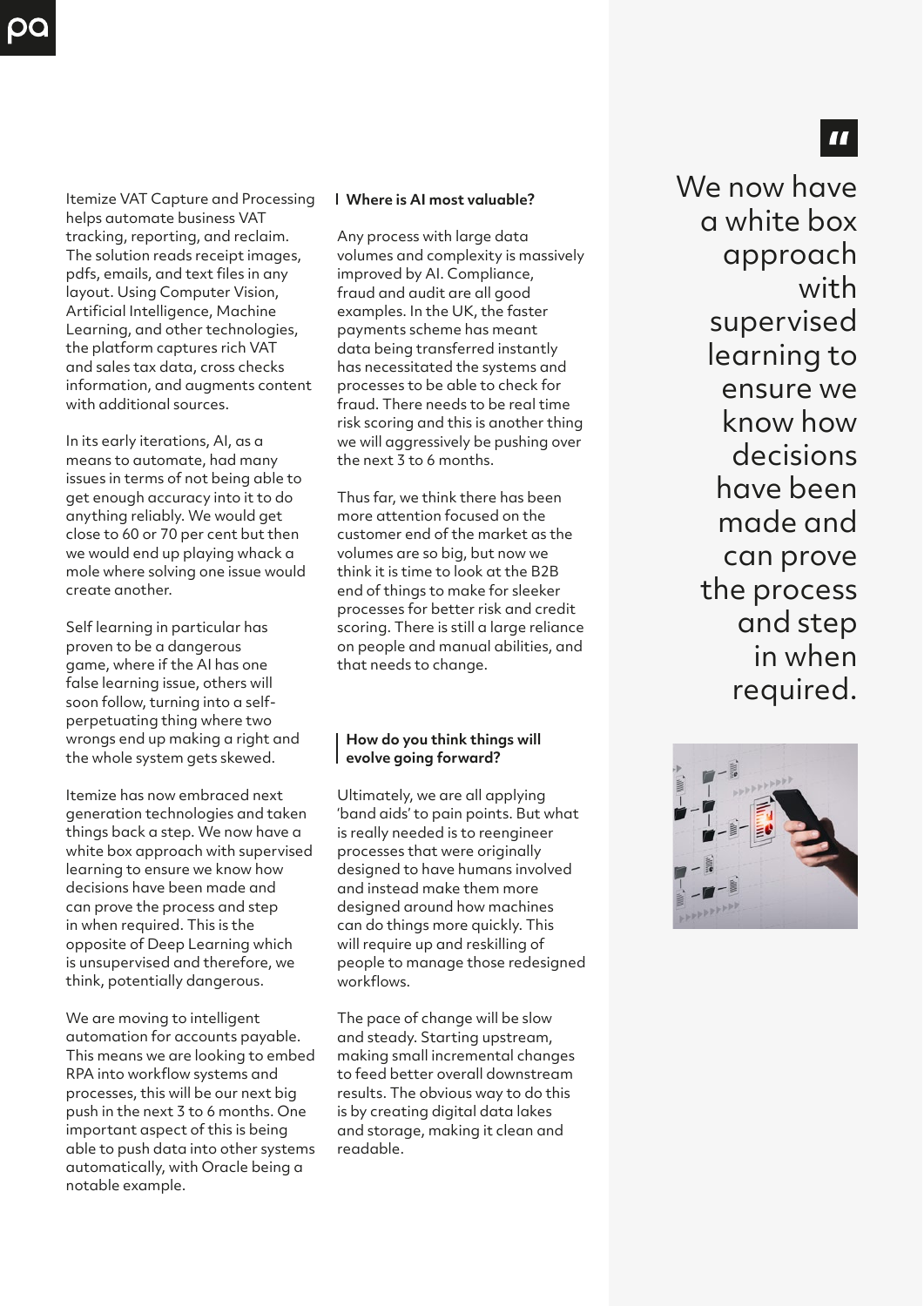Itemize VAT Capture and Processing helps automate business VAT tracking, reporting, and reclaim. The solution reads receipt images, pdfs, emails, and text files in any layout. Using Computer Vision, Artificial Intelligence, Machine Learning, and other technologies, the platform captures rich VAT and sales tax data, cross checks information, and augments content with additional sources.

In its early iterations, AI, as a means to automate, had many issues in terms of not being able to get enough accuracy into it to do anything reliably. We would get close to 60 or 70 per cent but then we would end up playing whack a mole where solving one issue would create another.

Self learning in particular has proven to be a dangerous game, where if the AI has one false learning issue, others will soon follow, turning into a self-perpetuating thing where two wrongs end up making a right and the whole system gets skewed.

Itemize has now embraced next generation technologies and taken things back a step. We now have a white box approach with supervised learning to ensure we know how decisions have been made and can prove the process and step in when required. This is the opposite of Deep Learning which is unsupervised and therefore, we think, potentially dangerous.

We are moving to intelligent automation for accounts payable. This means we are looking to embed RPA into workflow systems and processes, this will be our next big push in the next 3 to 6 months. One important aspect of this is being able to push data into other systems automatically, with Oracle being a notable example.

**Where is AI most valuable?**

Any process with large data volumes and complexity is massively improved by AI. Compliance, fraud and audit are all good examples. In the UK, the faster payments scheme has meant data being transferred instantly has necessitated the systems and processes to be able to check for fraud. There needs to be real time risk scoring and this is another thing we will aggressively be pushing over the next 3 to 6 months.

Thus far, we think there has been more attention focused on the customer end of the market as the volumes are so big, but now we think it is time to look at the B2B end of things to make for sleeker processes for better risk and credit scoring. There is still a large reliance on people and manual abilities, and that needs to change.

**How do you think things will evolve going forward?**

Ultimately, we are all applying 'band aids' to pain points. But what is really needed is to reengineer processes that were originally designed to have humans involved and instead make them more designed around how machines can do things more quickly. This will require up and reskilling of people to manage those redesigned workflows.

The pace of change will be slow and steady. Starting upstream, making small incremental changes to feed better overall downstream results. The obvious way to do this is by creating digital data lakes and storage, making it clean and readable.

> We now have a white box approach with supervised learning to ensure we know how decisions have been made and can prove the process and step in when required.